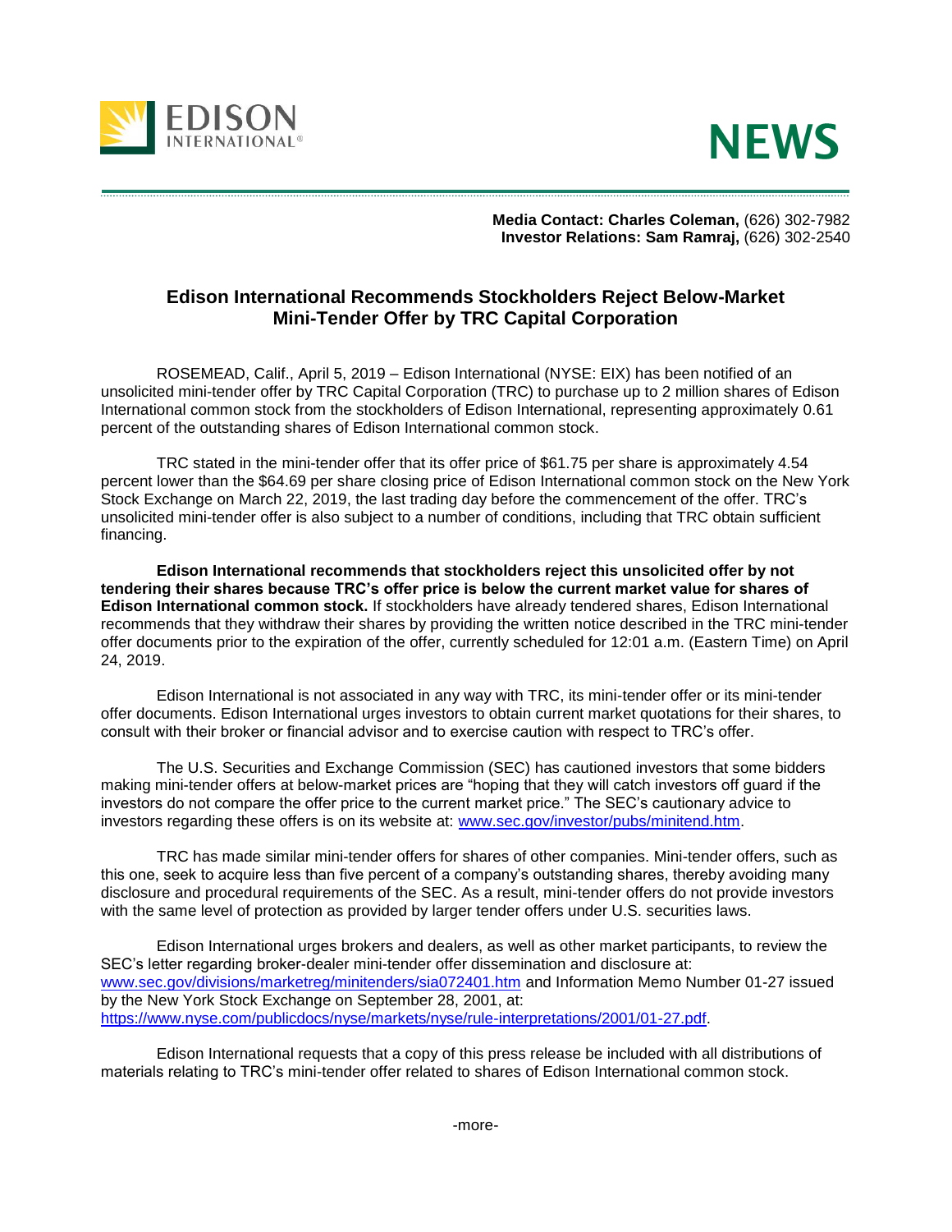**EDISON INTERNATIONAL®**

**NEWS**

**Media Contact: Charles Coleman,** (626) 302-7982
**Investor Relations: Sam Ramraj,** (626) 302-2540

# Edison International Recommends Stockholders Reject Below-Market Mini-Tender Offer by TRC Capital Corporation

ROSEMEAD, Calif., April 5, 2019 – Edison International (NYSE: EIX) has been notified of an unsolicited mini-tender offer by TRC Capital Corporation (TRC) to purchase up to 2 million shares of Edison International common stock from the stockholders of Edison International, representing approximately 0.61 percent of the outstanding shares of Edison International common stock.

TRC stated in the mini-tender offer that its offer price of $61.75 per share is approximately 4.54 percent lower than the $64.69 per share closing price of Edison International common stock on the New York Stock Exchange on March 22, 2019, the last trading day before the commencement of the offer. TRC's unsolicited mini-tender offer is also subject to a number of conditions, including that TRC obtain sufficient financing.

**Edison International recommends that stockholders reject this unsolicited offer by not tendering their shares because TRC's offer price is below the current market value for shares of Edison International common stock.** If stockholders have already tendered shares, Edison International recommends that they withdraw their shares by providing the written notice described in the TRC mini-tender offer documents prior to the expiration of the offer, currently scheduled for 12:01 a.m. (Eastern Time) on April 24, 2019.

Edison International is not associated in any way with TRC, its mini-tender offer or its mini-tender offer documents. Edison International urges investors to obtain current market quotations for their shares, to consult with their broker or financial advisor and to exercise caution with respect to TRC's offer.

The U.S. Securities and Exchange Commission (SEC) has cautioned investors that some bidders making mini-tender offers at below-market prices are "hoping that they will catch investors off guard if the investors do not compare the offer price to the current market price." The SEC's cautionary advice to investors regarding these offers is on its website at: www.sec.gov/investor/pubs/minitend.htm.

TRC has made similar mini-tender offers for shares of other companies. Mini-tender offers, such as this one, seek to acquire less than five percent of a company's outstanding shares, thereby avoiding many disclosure and procedural requirements of the SEC. As a result, mini-tender offers do not provide investors with the same level of protection as provided by larger tender offers under U.S. securities laws.

Edison International urges brokers and dealers, as well as other market participants, to review the SEC's letter regarding broker-dealer mini-tender offer dissemination and disclosure at: www.sec.gov/divisions/marketreg/minitenders/sia072401.htm and Information Memo Number 01-27 issued by the New York Stock Exchange on September 28, 2001, at: https://www.nyse.com/publicdocs/nyse/markets/nyse/rule-interpretations/2001/01-27.pdf.

Edison International requests that a copy of this press release be included with all distributions of materials relating to TRC's mini-tender offer related to shares of Edison International common stock.

-more-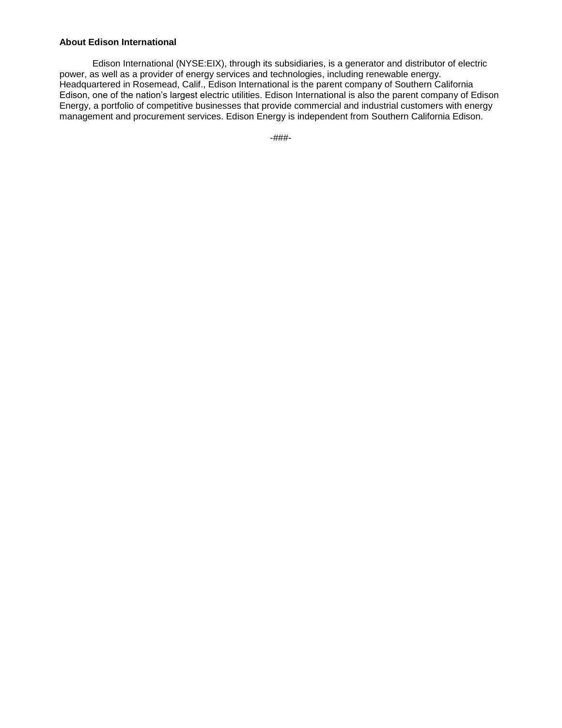**About Edison International**

Edison International (NYSE:EIX), through its subsidiaries, is a generator and distributor of electric power, as well as a provider of energy services and technologies, including renewable energy. Headquartered in Rosemead, Calif., Edison International is the parent company of Southern California Edison, one of the nation's largest electric utilities. Edison International is also the parent company of Edison Energy, a portfolio of competitive businesses that provide commercial and industrial customers with energy management and procurement services. Edison Energy is independent from Southern California Edison.

-###-